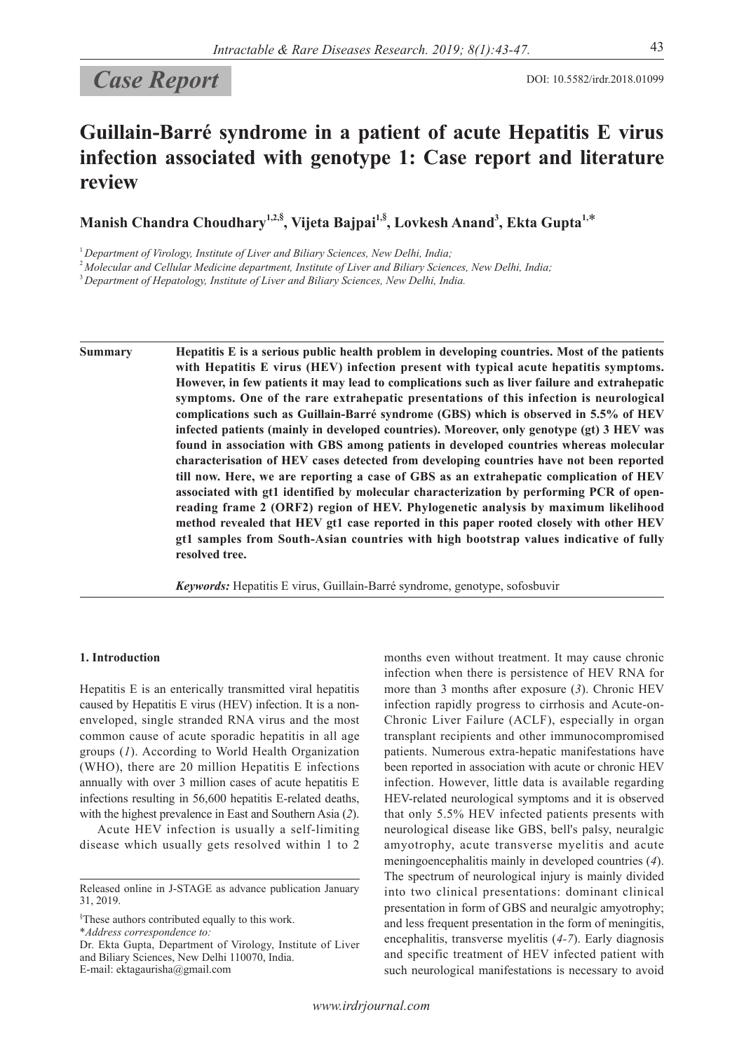*Case Report*

DOI: 10.5582/irdr.2018.01099

# Guillain-Barré syndrome in a patient of acute Hepatitis E virus infection associated with genotype 1: Case report and literature review

**Manish Chandra Choudhary[1,2,§], Vijeta Bajpai[1,§], Lovkesh Anand[3], Ekta Gupta[1,*]**

[1] *Department of Virology, Institute of Liver and Biliary Sciences, New Delhi, India;*

[2] *Molecular and Cellular Medicine department, Institute of Liver and Biliary Sciences, New Delhi, India;*

[3] *Department of Hepatology, Institute of Liver and Biliary Sciences, New Delhi, India.*

**Summary** **Hepatitis E is a serious public health problem in developing countries. Most of the patients with Hepatitis E virus (HEV) infection present with typical acute hepatitis symptoms. However, in few patients it may lead to complications such as liver failure and extrahepatic symptoms. One of the rare extrahepatic presentations of this infection is neurological complications such as Guillain-Barré syndrome (GBS) which is observed in 5.5% of HEV infected patients (mainly in developed countries). Moreover, only genotype (gt) 3 HEV was found in association with GBS among patients in developed countries whereas molecular characterisation of HEV cases detected from developing countries have not been reported till now. Here, we are reporting a case of GBS as an extrahepatic complication of HEV associated with gt1 identified by molecular characterization by performing PCR of open-reading frame 2 (ORF2) region of HEV. Phylogenetic analysis by maximum likelihood method revealed that HEV gt1 case reported in this paper rooted closely with other HEV gt1 samples from South-Asian countries with high bootstrap values indicative of fully resolved tree.**

***Keywords:*** Hepatitis E virus, Guillain-Barré syndrome, genotype, sofosbuvir

## 1. Introduction

Hepatitis E is an enterically transmitted viral hepatitis caused by Hepatitis E virus (HEV) infection. It is a non-enveloped, single stranded RNA virus and the most common cause of acute sporadic hepatitis in all age groups (*1*). According to World Health Organization (WHO), there are 20 million Hepatitis E infections annually with over 3 million cases of acute hepatitis E infections resulting in 56,600 hepatitis E-related deaths, with the highest prevalence in East and Southern Asia (*2*).

Acute HEV infection is usually a self-limiting disease which usually gets resolved within 1 to 2 months even without treatment. It may cause chronic infection when there is persistence of HEV RNA for more than 3 months after exposure (*3*). Chronic HEV infection rapidly progress to cirrhosis and Acute-on-Chronic Liver Failure (ACLF), especially in organ transplant recipients and other immunocompromised patients. Numerous extra-hepatic manifestations have been reported in association with acute or chronic HEV infection. However, little data is available regarding HEV-related neurological symptoms and it is observed that only 5.5% HEV infected patients presents with neurological disease like GBS, bell's palsy, neuralgic amyotrophy, acute transverse myelitis and acute meningoencephalitis mainly in developed countries (*4*). The spectrum of neurological injury is mainly divided into two clinical presentations: dominant clinical presentation in form of GBS and neuralgic amyotrophy; and less frequent presentation in the form of meningitis, encephalitis, transverse myelitis (*4-7*). Early diagnosis and specific treatment of HEV infected patient with such neurological manifestations is necessary to avoid

Released online in J-STAGE as advance publication January 31, 2019.

§These authors contributed equally to this work.

\*Address correspondence to:

Dr. Ekta Gupta, Department of Virology, Institute of Liver and Biliary Sciences, New Delhi 110070, India.

E-mail: ektagaurisha@gmail.com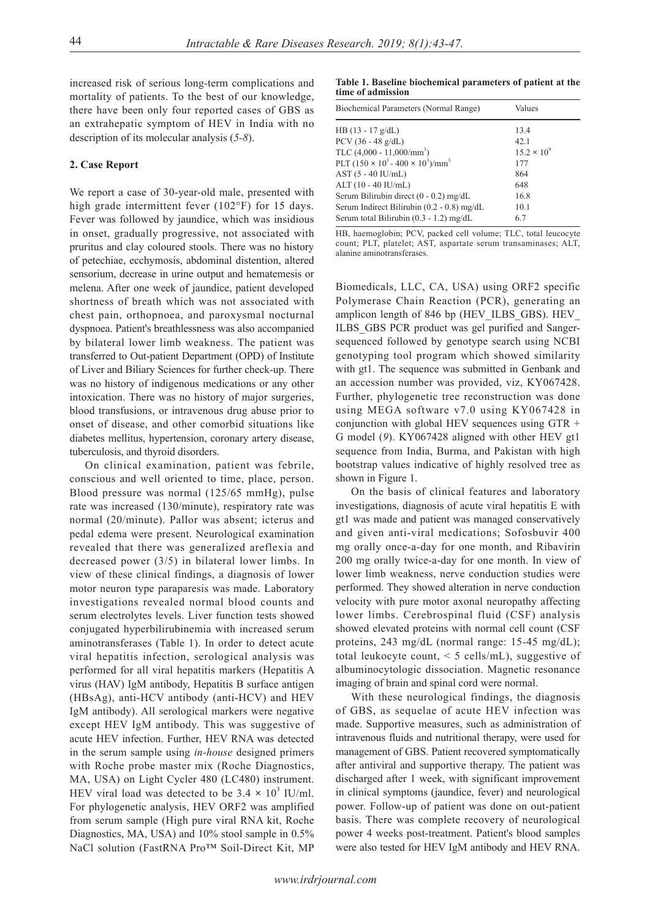increased risk of serious long-term complications and mortality of patients. To the best of our knowledge, there have been only four reported cases of GBS as an extrahepatic symptom of HEV in India with no description of its molecular analysis (*5-8*).

## 2. Case Report

We report a case of 30-year-old male, presented with high grade intermittent fever (102°F) for 15 days. Fever was followed by jaundice, which was insidious in onset, gradually progressive, not associated with pruritus and clay coloured stools. There was no history of petechiae, ecchymosis, abdominal distention, altered sensorium, decrease in urine output and hematemesis or melena. After one week of jaundice, patient developed shortness of breath which was not associated with chest pain, orthopnoea, and paroxysmal nocturnal dyspnoea. Patient's breathlessness was also accompanied by bilateral lower limb weakness. The patient was transferred to Out-patient Department (OPD) of Institute of Liver and Biliary Sciences for further check-up. There was no history of indigenous medications or any other intoxication. There was no history of major surgeries, blood transfusions, or intravenous drug abuse prior to onset of disease, and other comorbid situations like diabetes mellitus, hypertension, coronary artery disease, tuberculosis, and thyroid disorders.

On clinical examination, patient was febrile, conscious and well oriented to time, place, person. Blood pressure was normal (125/65 mmHg), pulse rate was increased (130/minute), respiratory rate was normal (20/minute). Pallor was absent; icterus and pedal edema were present. Neurological examination revealed that there was generalized areflexia and decreased power (3/5) in bilateral lower limbs. In view of these clinical findings, a diagnosis of lower motor neuron type paraparesis was made. Laboratory investigations revealed normal blood counts and serum electrolytes levels. Liver function tests showed conjugated hyperbilirubinemia with increased serum aminotransferases (Table 1). In order to detect acute viral hepatitis infection, serological analysis was performed for all viral hepatitis markers (Hepatitis A virus (HAV) IgM antibody, Hepatitis B surface antigen (HBsAg), anti-HCV antibody (anti-HCV) and HEV IgM antibody). All serological markers were negative except HEV IgM antibody. This was suggestive of acute HEV infection. Further, HEV RNA was detected in the serum sample using *in-house* designed primers with Roche probe master mix (Roche Diagnostics, MA, USA) on Light Cycler 480 (LC480) instrument. HEV viral load was detected to be $3.4 \times 10^3$ IU/ml. For phylogenetic analysis, HEV ORF2 was amplified from serum sample (High pure viral RNA kit, Roche Diagnostics, MA, USA) and 10% stool sample in 0.5% NaCl solution (FastRNA Pro™ Soil-Direct Kit, MP

**Table 1. Baseline biochemical parameters of patient at the time of admission**

| Biochemical Parameters (Normal Range) | Values |
|---|---|
| HB (13 - 17 g/dL) | 13.4 |
| PCV (36 - 48 g/dL) | 42.1 |
| TLC (4,000 - 11,000/mm$^3$) | $15.2 \times 10^9$ |
| PLT ($150 \times 10^3$ - $400 \times 10^3$)/mm$^3$ | 177 |
| AST (5 - 40 IU/mL) | 864 |
| ALT (10 - 40 IU/mL) | 648 |
| Serum Bilirubin direct (0 - 0.2) mg/dL | 16.8 |
| Serum Indirect Bilirubin (0.2 - 0.8) mg/dL | 10.1 |
| Serum total Bilirubin (0.3 - 1.2) mg/dL | 6.7 |

HB, haemoglobin; PCV, packed cell volume; TLC, total leucocyte count; PLT, platelet; AST, aspartate serum transaminases; ALT, alanine aminotransferases.

Biomedicals, LLC, CA, USA) using ORF2 specific Polymerase Chain Reaction (PCR), generating an amplicon length of 846 bp (HEV_ILBS_GBS). HEV_ILBS_GBS PCR product was gel purified and Sanger-sequenced followed by genotype search using NCBI genotyping tool program which showed similarity with gt1. The sequence was submitted in Genbank and an accession number was provided, viz, KY067428. Further, phylogenetic tree reconstruction was done using MEGA software v7.0 using KY067428 in conjunction with global HEV sequences using GTR + G model (*9*). KY067428 aligned with other HEV gt1 sequence from India, Burma, and Pakistan with high bootstrap values indicative of highly resolved tree as shown in Figure 1.

On the basis of clinical features and laboratory investigations, diagnosis of acute viral hepatitis E with gt1 was made and patient was managed conservatively and given anti-viral medications; Sofosbuvir 400 mg orally once-a-day for one month, and Ribavirin 200 mg orally twice-a-day for one month. In view of lower limb weakness, nerve conduction studies were performed. They showed alteration in nerve conduction velocity with pure motor axonal neuropathy affecting lower limbs. Cerebrospinal fluid (CSF) analysis showed elevated proteins with normal cell count (CSF proteins, 243 mg/dL (normal range: 15-45 mg/dL); total leukocyte count, < 5 cells/mL), suggestive of albuminocytologic dissociation. Magnetic resonance imaging of brain and spinal cord were normal.

With these neurological findings, the diagnosis of GBS, as sequelae of acute HEV infection was made. Supportive measures, such as administration of intravenous fluids and nutritional therapy, were used for management of GBS. Patient recovered symptomatically after antiviral and supportive therapy. The patient was discharged after 1 week, with significant improvement in clinical symptoms (jaundice, fever) and neurological power. Follow-up of patient was done on out-patient basis. There was complete recovery of neurological power 4 weeks post-treatment. Patient's blood samples were also tested for HEV IgM antibody and HEV RNA.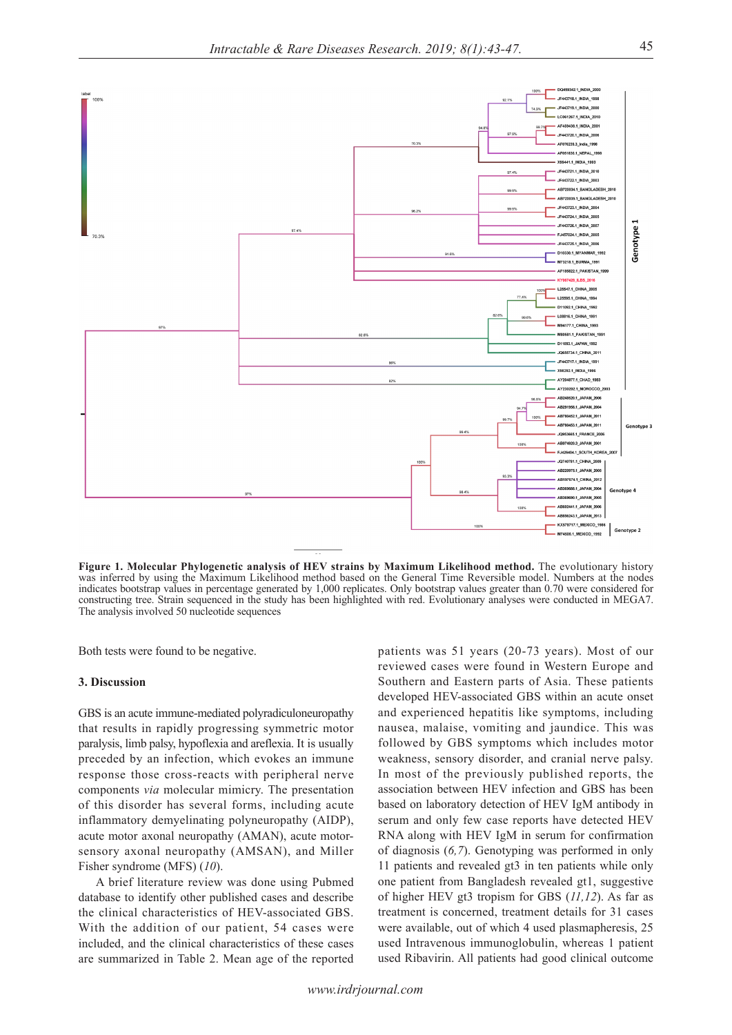label
100%
70.3%

DQ459342.1_INDIA_2000
JF443718.1_INDIA_1998
JF443719.1_INDIA_2000
LC061267.1_INDIA_2010
AF459438.1_INDIA_2001
JF443720.1_INDIA_2006
AF076239.3_India_1998
AF051830.1_NEPAL_1995
X98441.1_INDIA_1993
JF443721.1_INDIA_2010
JF443722.1_INDIA_2003
AB720034.1_BANGLADESH_2010
AB720035.1_BANGLADESH_2010
JF443723.1_INDIA_2004
JF443724.1_INDIA_2005
JF443726.1_INDIA_2007
FJ457024.1_INDIA_2005
JF443725.1_INDIA_2006
D10330.1_MYANMAR_1992
M73218.1_BURMA_1991
AF185822.1_PAKISTAN_1999
KY987409_GBS_2016
L25547.1_CHINA_2005
L25595.1_CHINA_1994
D11092.1_CHINA_1992
L08816.1_CHINA_1991
M94177.1_CHINA_1993
M80581.1_PAKISTAN_1991
D11093.1_JAPAN_1992
JQ655734.1_CHINA_2011
JF443717.1_INDIA_1991
X99292.1_INDIA_1995
AY204877.1_CHAD_1983
AY230202.1_MOROCCO_2003
Genotype 1

AB248520.1_JAPAN_2006
AB291958.1_JAPAN_2004
AB780452.1_JAPAN_2011
AB780453.1_JAPAN_2011
JQ953665.1_FRANCE_2006
AB074920.3_JAPAN_2001
FJ426404.1_SOUTH_KOREA_2007
Genotype 3

JQ740781.1_CHINA_2009
AB220975.1_JAPAN_2005
AB197674.1_CHINA_2012
AB369688.1_JAPAN_2004
AB369690.1_JAPAN_2005
AB602441.1_JAPAN_2006
AB856243.1_JAPAN_2013
Genotype 4

KX578717.1_MEXICO_1986
M74506.1_MEXICO_1992
Genotype 2

100% 92.1% 74.5% 94.8% 97.9% 99.7% 70.3% 97.4% 99.9% 99.9% 96.2% 97.4% 91.8% 100% 77.4% 82.6% 99.6% 82.8% 97% 86% 82% 98.8% 94.7% 100% 99.7% 99.4% 100% 100% 90.3% 98.4% 100% 100% 97%

**Figure 1. Molecular Phylogenetic analysis of HEV strains by Maximum Likelihood method.** The evolutionary history was inferred by using the Maximum Likelihood method based on the General Time Reversible model. Numbers at the nodes indicates bootstrap values in percentage generated by 1,000 replicates. Only bootstrap values greater than 0.70 were considered for constructing tree. Strain sequenced in the study has been highlighted with red. Evolutionary analyses were conducted in MEGA7. The analysis involved 50 nucleotide sequences

Both tests were found to be negative.

## 3. Discussion

GBS is an acute immune-mediated polyradiculoneuropathy that results in rapidly progressing symmetric motor paralysis, limb palsy, hypoflexia and areflexia. It is usually preceded by an infection, which evokes an immune response those cross-reacts with peripheral nerve components *via* molecular mimicry. The presentation of this disorder has several forms, including acute inflammatory demyelinating polyneuropathy (AIDP), acute motor axonal neuropathy (AMAN), acute motor-sensory axonal neuropathy (AMSAN), and Miller Fisher syndrome (MFS) (*10*).

A brief literature review was done using Pubmed database to identify other published cases and describe the clinical characteristics of HEV-associated GBS. With the addition of our patient, 54 cases were included, and the clinical characteristics of these cases are summarized in Table 2. Mean age of the reported patients was 51 years (20-73 years). Most of our reviewed cases were found in Western Europe and Southern and Eastern parts of Asia. These patients developed HEV-associated GBS within an acute onset and experienced hepatitis like symptoms, including nausea, malaise, vomiting and jaundice. This was followed by GBS symptoms which includes motor weakness, sensory disorder, and cranial nerve palsy. In most of the previously published reports, the association between HEV infection and GBS has been based on laboratory detection of HEV IgM antibody in serum and only few case reports have detected HEV RNA along with HEV IgM in serum for confirmation of diagnosis (*6,7*). Genotyping was performed in only 11 patients and revealed gt3 in ten patients while only one patient from Bangladesh revealed gt1, suggestive of higher HEV gt3 tropism for GBS (*11,12*). As far as treatment is concerned, treatment details for 31 cases were available, out of which 4 used plasmapheresis, 25 used Intravenous immunoglobulin, whereas 1 patient used Ribavirin. All patients had good clinical outcome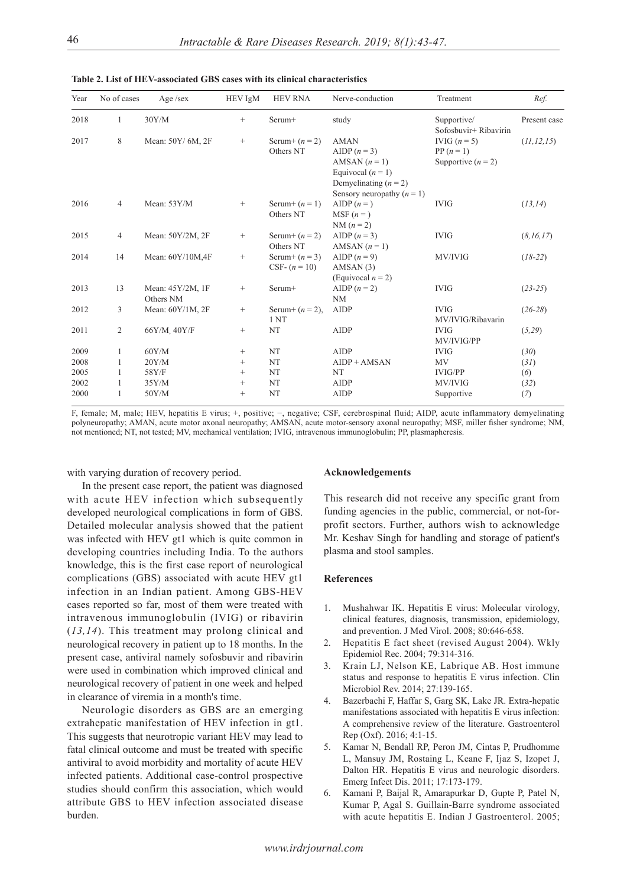**Table 2. List of HEV-associated GBS cases with its clinical characteristics**

| Year | No of cases | Age /sex | HEV IgM | HEV RNA | Nerve-conduction | Treatment | Ref. |
|---|---|---|---|---|---|---|---|
| 2018 | 1 | 30Y/M | + | Serum+ | study | Supportive/ Sofosbuvir+ Ribavirin | Present case |
| 2017 | 8 | Mean: 50Y/ 6M, 2F | + | Serum+ ($n = 2$) Others NT | AMAN AIDP ($n = 3$) AMSAN ($n = 1$) Equivocal ($n = 1$) Demyelinating ($n = 2$) Sensory neuropathy ($n = 1$) | IVIG ($n = 5$) PP ($n = 1$) Supportive ($n = 2$) | *(11,12,15)* |
| 2016 | 4 | Mean: 53Y/M | + | Serum+ ($n = 1$) Others NT | AIDP ($n =$ ) MSF ($n =$ ) NM ($n = 2$) | IVIG | *(13,14)* |
| 2015 | 4 | Mean: 50Y/2M, 2F | + | Serum+ ($n = 2$) Others NT | AIDP ($n = 3$) AMSAN ($n = 1$) | IVIG | *(8,16,17)* |
| 2014 | 14 | Mean: 60Y/10M,4F | + | Serum+ ($n = 3$) CSF- ($n = 10$) | AIDP ($n = 9$) AMSAN (3) (Equivocal $n = 2$) | MV/IVIG | *(18-22)* |
| 2013 | 13 | Mean: 45Y/2M, 1F Others NM | + | Serum+ | AIDP ($n = 2$) NM | IVIG | *(23-25)* |
| 2012 | 3 | Mean: 60Y/1M, 2F | + | Serum+ ($n = 2$), 1 NT | AIDP | IVIG MV/IVIG/Ribavarin | *(26-28)* |
| 2011 | 2 | 66Y/M, 40Y/F | + | NT | AIDP | IVIG MV/IVIG/PP | *(5,29)* |
| 2009 | 1 | 60Y/M | + | NT | AIDP | IVIG | *(30)* |
| 2008 | 1 | 20Y/M | + | NT | AIDP + AMSAN | MV | *(31)* |
| 2005 | 1 | 58Y/F | + | NT | NT | IVIG/PP | *(6)* |
| 2002 | 1 | 35Y/M | + | NT | AIDP | MV/IVIG | *(32)* |
| 2000 | 1 | 50Y/M | + | NT | AIDP | Supportive | *(7)* |

F, female; M, male; HEV, hepatitis E virus; +, positive; −, negative; CSF, cerebrospinal fluid; AIDP, acute inflammatory demyelinating polyneuropathy; AMAN, acute motor axonal neuropathy; AMSAN, acute motor-sensory axonal neuropathy; MSF, miller fisher syndrome; NM, not mentioned; NT, not tested; MV, mechanical ventilation; IVIG, intravenous immunoglobulin; PP, plasmapheresis.

with varying duration of recovery period.

In the present case report, the patient was diagnosed with acute HEV infection which subsequently developed neurological complications in form of GBS. Detailed molecular analysis showed that the patient was infected with HEV gt1 which is quite common in developing countries including India. To the authors knowledge, this is the first case report of neurological complications (GBS) associated with acute HEV gt1 infection in an Indian patient. Among GBS-HEV cases reported so far, most of them were treated with intravenous immunoglobulin (IVIG) or ribavirin (*13,14*). This treatment may prolong clinical and neurological recovery in patient up to 18 months. In the present case, antiviral namely sofosbuvir and ribavirin were used in combination which improved clinical and neurological recovery of patient in one week and helped in clearance of viremia in a month's time.

Neurologic disorders as GBS are an emerging extrahepatic manifestation of HEV infection in gt1. This suggests that neurotropic variant HEV may lead to fatal clinical outcome and must be treated with specific antiviral to avoid morbidity and mortality of acute HEV infected patients. Additional case-control prospective studies should confirm this association, which would attribute GBS to HEV infection associated disease burden.

## Acknowledgements

This research did not receive any specific grant from funding agencies in the public, commercial, or not-for-profit sectors. Further, authors wish to acknowledge Mr. Keshav Singh for handling and storage of patient's plasma and stool samples.

## References

1. Mushahwar IK. Hepatitis E virus: Molecular virology, clinical features, diagnosis, transmission, epidemiology, and prevention. J Med Virol. 2008; 80:646-658.
2. Hepatitis E fact sheet (revised August 2004). Wkly Epidemiol Rec. 2004; 79:314-316.
3. Krain LJ, Nelson KE, Labrique AB. Host immune status and response to hepatitis E virus infection. Clin Microbiol Rev. 2014; 27:139-165.
4. Bazerbachi F, Haffar S, Garg SK, Lake JR. Extra-hepatic manifestations associated with hepatitis E virus infection: A comprehensive review of the literature. Gastroenterol Rep (Oxf). 2016; 4:1-15.
5. Kamar N, Bendall RP, Peron JM, Cintas P, Prudhomme L, Mansuy JM, Rostaing L, Keane F, Ijaz S, Izopet J, Dalton HR. Hepatitis E virus and neurologic disorders. Emerg Infect Dis. 2011; 17:173-179.
6. Kamani P, Baijal R, Amarapurkar D, Gupte P, Patel N, Kumar P, Agal S. Guillain-Barre syndrome associated with acute hepatitis E. Indian J Gastroenterol. 2005;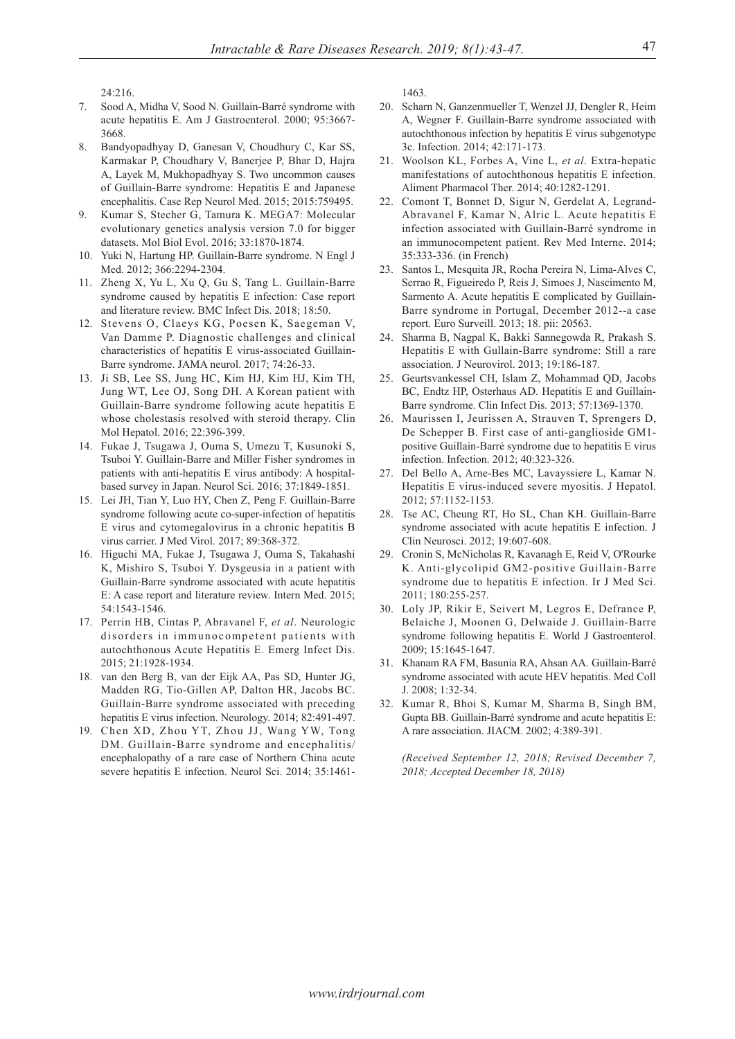24:216.

7. Sood A, Midha V, Sood N. Guillain-Barré syndrome with acute hepatitis E. Am J Gastroenterol. 2000; 95:3667-3668.
8. Bandyopadhyay D, Ganesan V, Choudhury C, Kar SS, Karmakar P, Choudhary V, Banerjee P, Bhar D, Hajra A, Layek M, Mukhopadhyay S. Two uncommon causes of Guillain-Barre syndrome: Hepatitis E and Japanese encephalitis. Case Rep Neurol Med. 2015; 2015:759495.
9. Kumar S, Stecher G, Tamura K. MEGA7: Molecular evolutionary genetics analysis version 7.0 for bigger datasets. Mol Biol Evol. 2016; 33:1870-1874.
10. Yuki N, Hartung HP. Guillain-Barre syndrome. N Engl J Med. 2012; 366:2294-2304.
11. Zheng X, Yu L, Xu Q, Gu S, Tang L. Guillain-Barre syndrome caused by hepatitis E infection: Case report and literature review. BMC Infect Dis. 2018; 18:50.
12. Stevens O, Claeys KG, Poesen K, Saegeman V, Van Damme P. Diagnostic challenges and clinical characteristics of hepatitis E virus-associated Guillain-Barre syndrome. JAMA neurol. 2017; 74:26-33.
13. Ji SB, Lee SS, Jung HC, Kim HJ, Kim HJ, Kim TH, Jung WT, Lee OJ, Song DH. A Korean patient with Guillain-Barre syndrome following acute hepatitis E whose cholestasis resolved with steroid therapy. Clin Mol Hepatol. 2016; 22:396-399.
14. Fukae J, Tsugawa J, Ouma S, Umezu T, Kusunoki S, Tsuboi Y. Guillain-Barre and Miller Fisher syndromes in patients with anti-hepatitis E virus antibody: A hospital-based survey in Japan. Neurol Sci. 2016; 37:1849-1851.
15. Lei JH, Tian Y, Luo HY, Chen Z, Peng F. Guillain-Barre syndrome following acute co-super-infection of hepatitis E virus and cytomegalovirus in a chronic hepatitis B virus carrier. J Med Virol. 2017; 89:368-372.
16. Higuchi MA, Fukae J, Tsugawa J, Ouma S, Takahashi K, Mishiro S, Tsuboi Y. Dysgeusia in a patient with Guillain-Barre syndrome associated with acute hepatitis E: A case report and literature review. Intern Med. 2015; 54:1543-1546.
17. Perrin HB, Cintas P, Abravanel F, *et al*. Neurologic disorders in immunocompetent patients with autochthonous Acute Hepatitis E. Emerg Infect Dis. 2015; 21:1928-1934.
18. van den Berg B, van der Eijk AA, Pas SD, Hunter JG, Madden RG, Tio-Gillen AP, Dalton HR, Jacobs BC. Guillain-Barre syndrome associated with preceding hepatitis E virus infection. Neurology. 2014; 82:491-497.
19. Chen XD, Zhou YT, Zhou JJ, Wang YW, Tong DM. Guillain-Barre syndrome and encephalitis/encephalopathy of a rare case of Northern China acute severe hepatitis E infection. Neurol Sci. 2014; 35:1461-1463.
20. Scharn N, Ganzenmueller T, Wenzel JJ, Dengler R, Heim A, Wegner F. Guillain-Barre syndrome associated with autochthonous infection by hepatitis E virus subgenotype 3c. Infection. 2014; 42:171-173.
21. Woolson KL, Forbes A, Vine L, *et al*. Extra-hepatic manifestations of autochthonous hepatitis E infection. Aliment Pharmacol Ther. 2014; 40:1282-1291.
22. Comont T, Bonnet D, Sigur N, Gerdelat A, Legrand-Abravanel F, Kamar N, Alric L. Acute hepatitis E infection associated with Guillain-Barré syndrome in an immunocompetent patient. Rev Med Interne. 2014; 35:333-336. (in French)
23. Santos L, Mesquita JR, Rocha Pereira N, Lima-Alves C, Serrao R, Figueiredo P, Reis J, Simoes J, Nascimento M, Sarmento A. Acute hepatitis E complicated by Guillain-Barre syndrome in Portugal, December 2012--a case report. Euro Surveill. 2013; 18. pii: 20563.
24. Sharma B, Nagpal K, Bakki Sannegowda R, Prakash S. Hepatitis E with Gullain-Barre syndrome: Still a rare association. J Neurovirol. 2013; 19:186-187.
25. Geurtsvankessel CH, Islam Z, Mohammad QD, Jacobs BC, Endtz HP, Osterhaus AD. Hepatitis E and Guillain-Barre syndrome. Clin Infect Dis. 2013; 57:1369-1370.
26. Maurissen I, Jeurissen A, Strauven T, Sprengers D, De Schepper B. First case of anti-ganglioside GM1-positive Guillain-Barré syndrome due to hepatitis E virus infection. Infection. 2012; 40:323-326.
27. Del Bello A, Arne-Bes MC, Lavayssiere L, Kamar N. Hepatitis E virus-induced severe myositis. J Hepatol. 2012; 57:1152-1153.
28. Tse AC, Cheung RT, Ho SL, Chan KH. Guillain-Barre syndrome associated with acute hepatitis E infection. J Clin Neurosci. 2012; 19:607-608.
29. Cronin S, McNicholas R, Kavanagh E, Reid V, O'Rourke K. Anti-glycolipid GM2-positive Guillain-Barre syndrome due to hepatitis E infection. Ir J Med Sci. 2011; 180:255-257.
30. Loly JP, Rikir E, Seivert M, Legros E, Defrance P, Belaiche J, Moonen G, Delwaide J. Guillain-Barre syndrome following hepatitis E. World J Gastroenterol. 2009; 15:1645-1647.
31. Khanam RA FM, Basunia RA, Ahsan AA. Guillain-Barré syndrome associated with acute HEV hepatitis. Med Coll J. 2008; 1:32-34.
32. Kumar R, Bhoi S, Kumar M, Sharma B, Singh BM, Gupta BB. Guillain-Barré syndrome and acute hepatitis E: A rare association. JIACM. 2002; 4:389-391.

*(Received September 12, 2018; Revised December 7, 2018; Accepted December 18, 2018)*